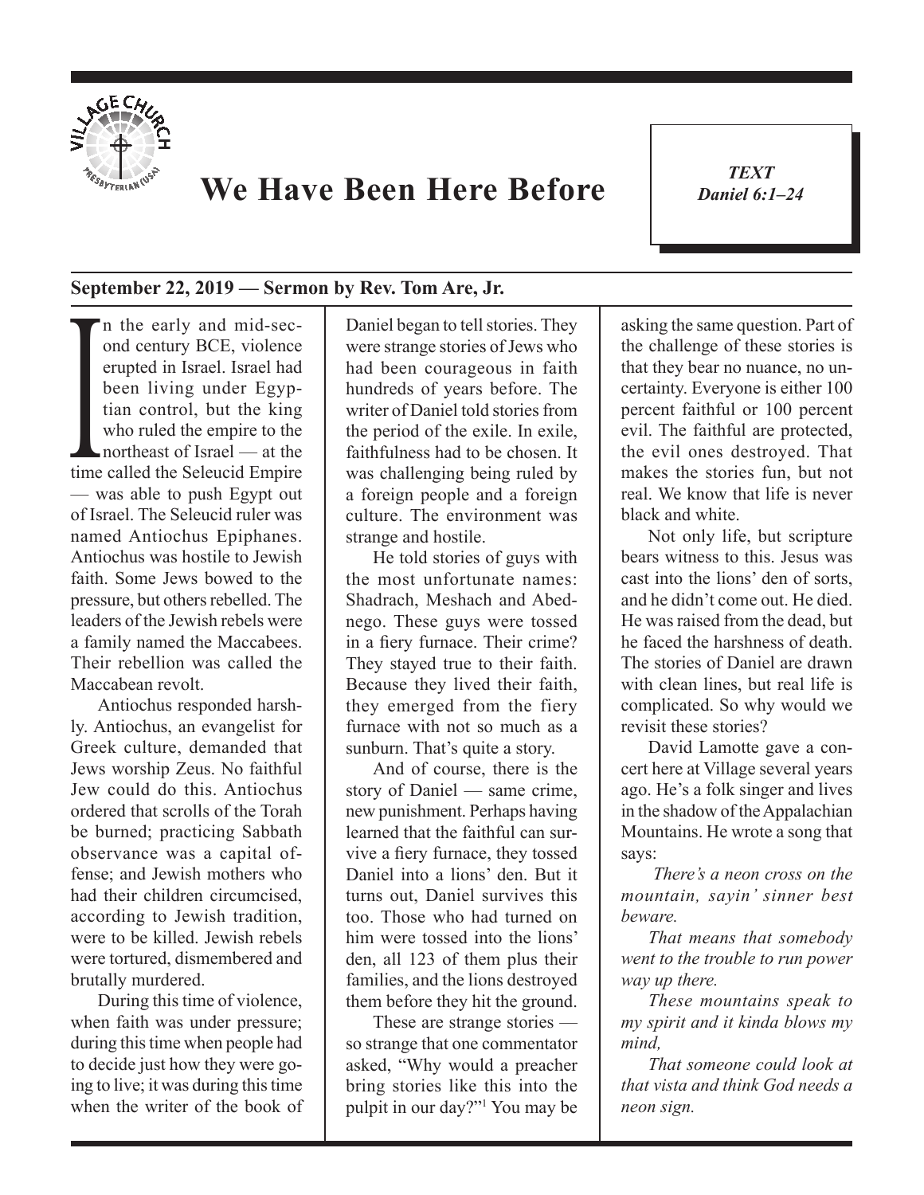# We Have Been Here Before

***TEXT***
***Daniel 6:1–24***

**September 22, 2019 — Sermon by Rev. Tom Are, Jr.**

In the early and mid-second century BCE, violence erupted in Israel. Israel had been living under Egyptian control, but the king who ruled the empire to the northeast of Israel — at the time called the Seleucid Empire — was able to push Egypt out of Israel. The Seleucid ruler was named Antiochus Epiphanes. Antiochus was hostile to Jewish faith. Some Jews bowed to the pressure, but others rebelled. The leaders of the Jewish rebels were a family named the Maccabees. Their rebellion was called the Maccabean revolt.

Antiochus responded harshly. Antiochus, an evangelist for Greek culture, demanded that Jews worship Zeus. No faithful Jew could do this. Antiochus ordered that scrolls of the Torah be burned; practicing Sabbath observance was a capital offense; and Jewish mothers who had their children circumcised, according to Jewish tradition, were to be killed. Jewish rebels were tortured, dismembered and brutally murdered.

During this time of violence, when faith was under pressure; during this time when people had to decide just how they were going to live; it was during this time when the writer of the book of Daniel began to tell stories. They were strange stories of Jews who had been courageous in faith hundreds of years before. The writer of Daniel told stories from the period of the exile. In exile, faithfulness had to be chosen. It was challenging being ruled by a foreign people and a foreign culture. The environment was strange and hostile.

He told stories of guys with the most unfortunate names: Shadrach, Meshach and Abednego. These guys were tossed in a fiery furnace. Their crime? They stayed true to their faith. Because they lived their faith, they emerged from the fiery furnace with not so much as a sunburn. That's quite a story.

And of course, there is the story of Daniel — same crime, new punishment. Perhaps having learned that the faithful can survive a fiery furnace, they tossed Daniel into a lions' den. But it turns out, Daniel survives this too. Those who had turned on him were tossed into the lions' den, all 123 of them plus their families, and the lions destroyed them before they hit the ground.

These are strange stories — so strange that one commentator asked, "Why would a preacher bring stories like this into the pulpit in our day?"[1] You may be asking the same question. Part of the challenge of these stories is that they bear no nuance, no uncertainty. Everyone is either 100 percent faithful or 100 percent evil. The faithful are protected, the evil ones destroyed. That makes the stories fun, but not real. We know that life is never black and white.

Not only life, but scripture bears witness to this. Jesus was cast into the lions' den of sorts, and he didn't come out. He died. He was raised from the dead, but he faced the harshness of death. The stories of Daniel are drawn with clean lines, but real life is complicated. So why would we revisit these stories?

David Lamotte gave a concert here at Village several years ago. He's a folk singer and lives in the shadow of the Appalachian Mountains. He wrote a song that says:

*There's a neon cross on the mountain, sayin' sinner best beware.*

*That means that somebody went to the trouble to run power way up there.*

*These mountains speak to my spirit and it kinda blows my mind,*

*That someone could look at that vista and think God needs a neon sign.*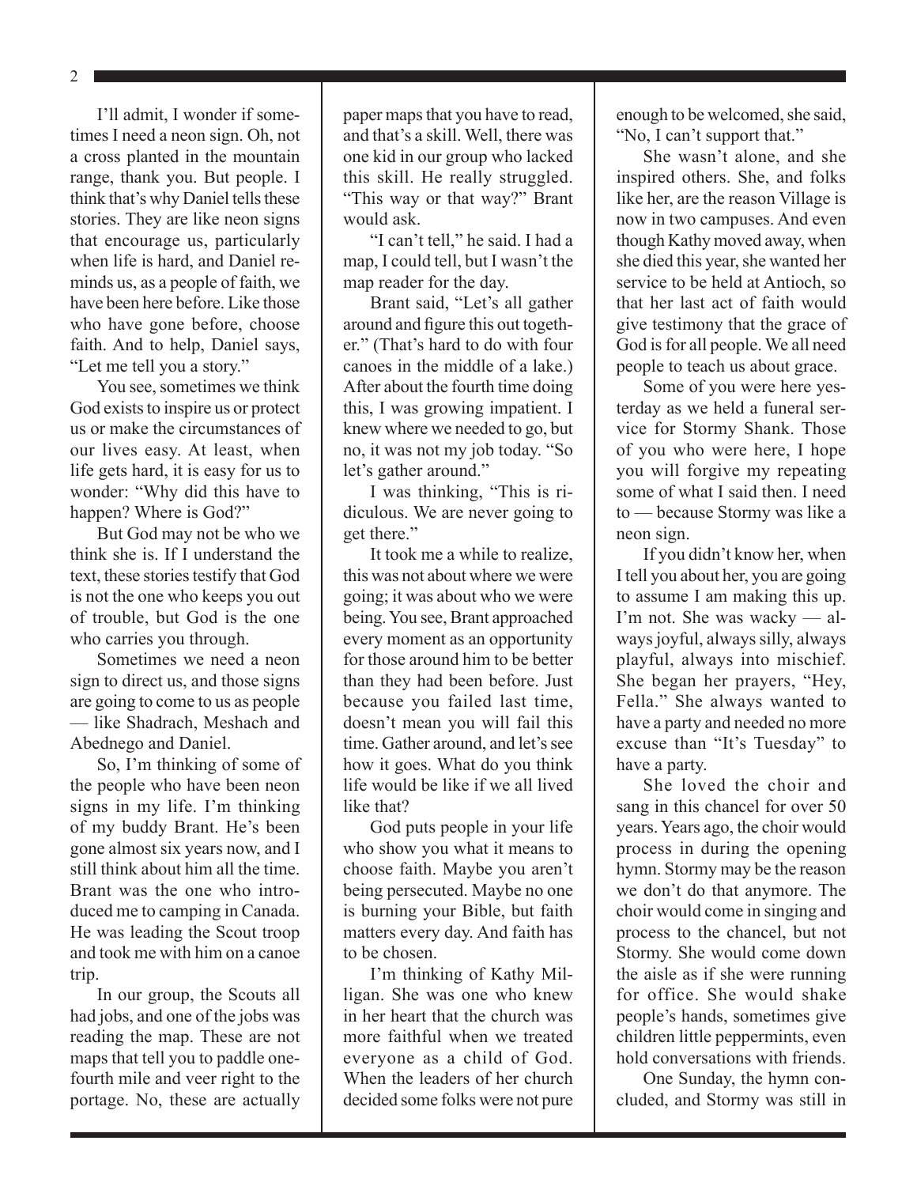I'll admit, I wonder if sometimes I need a neon sign. Oh, not a cross planted in the mountain range, thank you. But people. I think that's why Daniel tells these stories. They are like neon signs that encourage us, particularly when life is hard, and Daniel reminds us, as a people of faith, we have been here before. Like those who have gone before, choose faith. And to help, Daniel says, "Let me tell you a story."

You see, sometimes we think God exists to inspire us or protect us or make the circumstances of our lives easy. At least, when life gets hard, it is easy for us to wonder: "Why did this have to happen? Where is God?"

But God may not be who we think she is. If I understand the text, these stories testify that God is not the one who keeps you out of trouble, but God is the one who carries you through.

Sometimes we need a neon sign to direct us, and those signs are going to come to us as people — like Shadrach, Meshach and Abednego and Daniel.

So, I'm thinking of some of the people who have been neon signs in my life. I'm thinking of my buddy Brant. He's been gone almost six years now, and I still think about him all the time. Brant was the one who introduced me to camping in Canada. He was leading the Scout troop and took me with him on a canoe trip.

In our group, the Scouts all had jobs, and one of the jobs was reading the map. These are not maps that tell you to paddle one-fourth mile and veer right to the portage. No, these are actually paper maps that you have to read, and that's a skill. Well, there was one kid in our group who lacked this skill. He really struggled. "This way or that way?" Brant would ask.

"I can't tell," he said. I had a map, I could tell, but I wasn't the map reader for the day.

Brant said, "Let's all gather around and figure this out together." (That's hard to do with four canoes in the middle of a lake.) After about the fourth time doing this, I was growing impatient. I knew where we needed to go, but no, it was not my job today. "So let's gather around."

I was thinking, "This is ridiculous. We are never going to get there."

It took me a while to realize, this was not about where we were going; it was about who we were being. You see, Brant approached every moment as an opportunity for those around him to be better than they had been before. Just because you failed last time, doesn't mean you will fail this time. Gather around, and let's see how it goes. What do you think life would be like if we all lived like that?

God puts people in your life who show you what it means to choose faith. Maybe you aren't being persecuted. Maybe no one is burning your Bible, but faith matters every day. And faith has to be chosen.

I'm thinking of Kathy Milligan. She was one who knew in her heart that the church was more faithful when we treated everyone as a child of God. When the leaders of her church decided some folks were not pure enough to be welcomed, she said, "No, I can't support that."

She wasn't alone, and she inspired others. She, and folks like her, are the reason Village is now in two campuses. And even though Kathy moved away, when she died this year, she wanted her service to be held at Antioch, so that her last act of faith would give testimony that the grace of God is for all people. We all need people to teach us about grace.

Some of you were here yesterday as we held a funeral service for Stormy Shank. Those of you who were here, I hope you will forgive my repeating some of what I said then. I need to — because Stormy was like a neon sign.

If you didn't know her, when I tell you about her, you are going to assume I am making this up. I'm not. She was wacky — always joyful, always silly, always playful, always into mischief. She began her prayers, "Hey, Fella." She always wanted to have a party and needed no more excuse than "It's Tuesday" to have a party.

She loved the choir and sang in this chancel for over 50 years. Years ago, the choir would process in during the opening hymn. Stormy may be the reason we don't do that anymore. The choir would come in singing and process to the chancel, but not Stormy. She would come down the aisle as if she were running for office. She would shake people's hands, sometimes give children little peppermints, even hold conversations with friends.

One Sunday, the hymn concluded, and Stormy was still in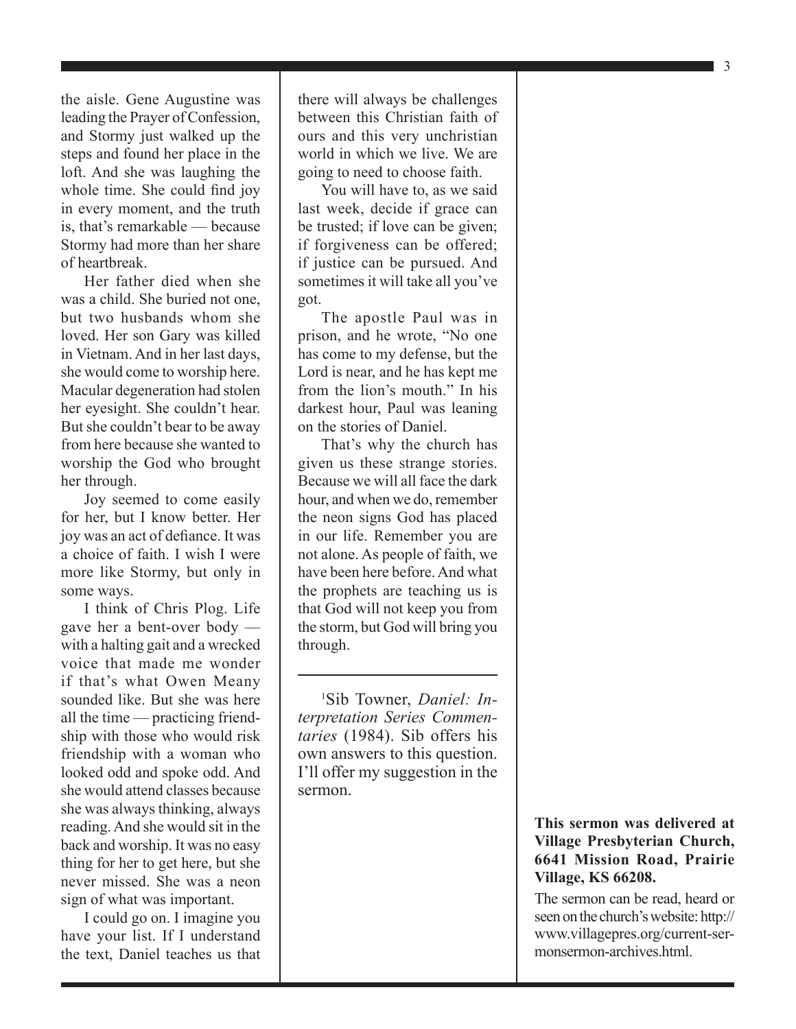the aisle. Gene Augustine was leading the Prayer of Confession, and Stormy just walked up the steps and found her place in the loft. And she was laughing the whole time. She could find joy in every moment, and the truth is, that's remarkable — because Stormy had more than her share of heartbreak.

Her father died when she was a child. She buried not one, but two husbands whom she loved. Her son Gary was killed in Vietnam. And in her last days, she would come to worship here. Macular degeneration had stolen her eyesight. She couldn't hear. But she couldn't bear to be away from here because she wanted to worship the God who brought her through.

Joy seemed to come easily for her, but I know better. Her joy was an act of defiance. It was a choice of faith. I wish I were more like Stormy, but only in some ways.

I think of Chris Plog. Life gave her a bent-over body — with a halting gait and a wrecked voice that made me wonder if that's what Owen Meany sounded like. But she was here all the time — practicing friendship with those who would risk friendship with a woman who looked odd and spoke odd. And she would attend classes because she was always thinking, always reading. And she would sit in the back and worship. It was no easy thing for her to get here, but she never missed. She was a neon sign of what was important.

I could go on. I imagine you have your list. If I understand the text, Daniel teaches us that there will always be challenges between this Christian faith of ours and this very unchristian world in which we live. We are going to need to choose faith.

You will have to, as we said last week, decide if grace can be trusted; if love can be given; if forgiveness can be offered; if justice can be pursued. And sometimes it will take all you've got.

The apostle Paul was in prison, and he wrote, "No one has come to my defense, but the Lord is near, and he has kept me from the lion's mouth." In his darkest hour, Paul was leaning on the stories of Daniel.

That's why the church has given us these strange stories. Because we will all face the dark hour, and when we do, remember the neon signs God has placed in our life. Remember you are not alone. As people of faith, we have been here before. And what the prophets are teaching us is that God will not keep you from the storm, but God will bring you through.

---

[1]Sib Towner, *Daniel: Interpretation Series Commentaries* (1984). Sib offers his own answers to this question. I'll offer my suggestion in the sermon.

**This sermon was delivered at Village Presbyterian Church, 6641 Mission Road, Prairie Village, KS 66208.**

The sermon can be read, heard or seen on the church's website: http://www.villagepres.org/current-sermonsermon-archives.html.